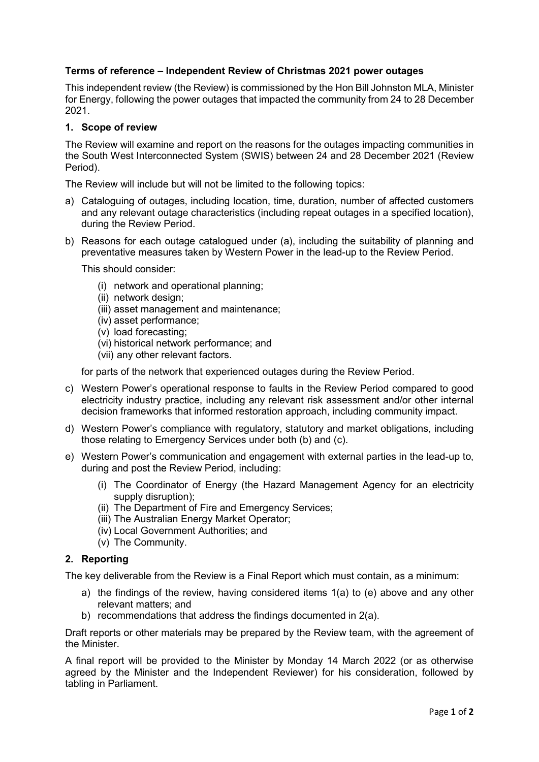**Terms of reference – Independent Review of Christmas 2021 power outages**

This independent review (the Review) is commissioned by the Hon Bill Johnston MLA, Minister for Energy, following the power outages that impacted the community from 24 to 28 December 2021.

## 1. Scope of review

The Review will examine and report on the reasons for the outages impacting communities in the South West Interconnected System (SWIS) between 24 and 28 December 2021 (Review Period).

The Review will include but will not be limited to the following topics:

a) Cataloguing of outages, including location, time, duration, number of affected customers and any relevant outage characteristics (including repeat outages in a specified location), during the Review Period.

b) Reasons for each outage catalogued under (a), including the suitability of planning and preventative measures taken by Western Power in the lead-up to the Review Period.

   This should consider:

   (i) network and operational planning;
   (ii) network design;
   (iii) asset management and maintenance;
   (iv) asset performance;
   (v) load forecasting;
   (vi) historical network performance; and
   (vii) any other relevant factors.

   for parts of the network that experienced outages during the Review Period.

c) Western Power's operational response to faults in the Review Period compared to good electricity industry practice, including any relevant risk assessment and/or other internal decision frameworks that informed restoration approach, including community impact.

d) Western Power's compliance with regulatory, statutory and market obligations, including those relating to Emergency Services under both (b) and (c).

e) Western Power's communication and engagement with external parties in the lead-up to, during and post the Review Period, including:

   (i) The Coordinator of Energy (the Hazard Management Agency for an electricity supply disruption);
   (ii) The Department of Fire and Emergency Services;
   (iii) The Australian Energy Market Operator;
   (iv) Local Government Authorities; and
   (v) The Community.

## 2. Reporting

The key deliverable from the Review is a Final Report which must contain, as a minimum:

a) the findings of the review, having considered items 1(a) to (e) above and any other relevant matters; and

b) recommendations that address the findings documented in 2(a).

Draft reports or other materials may be prepared by the Review team, with the agreement of the Minister.

A final report will be provided to the Minister by Monday 14 March 2022 (or as otherwise agreed by the Minister and the Independent Reviewer) for his consideration, followed by tabling in Parliament.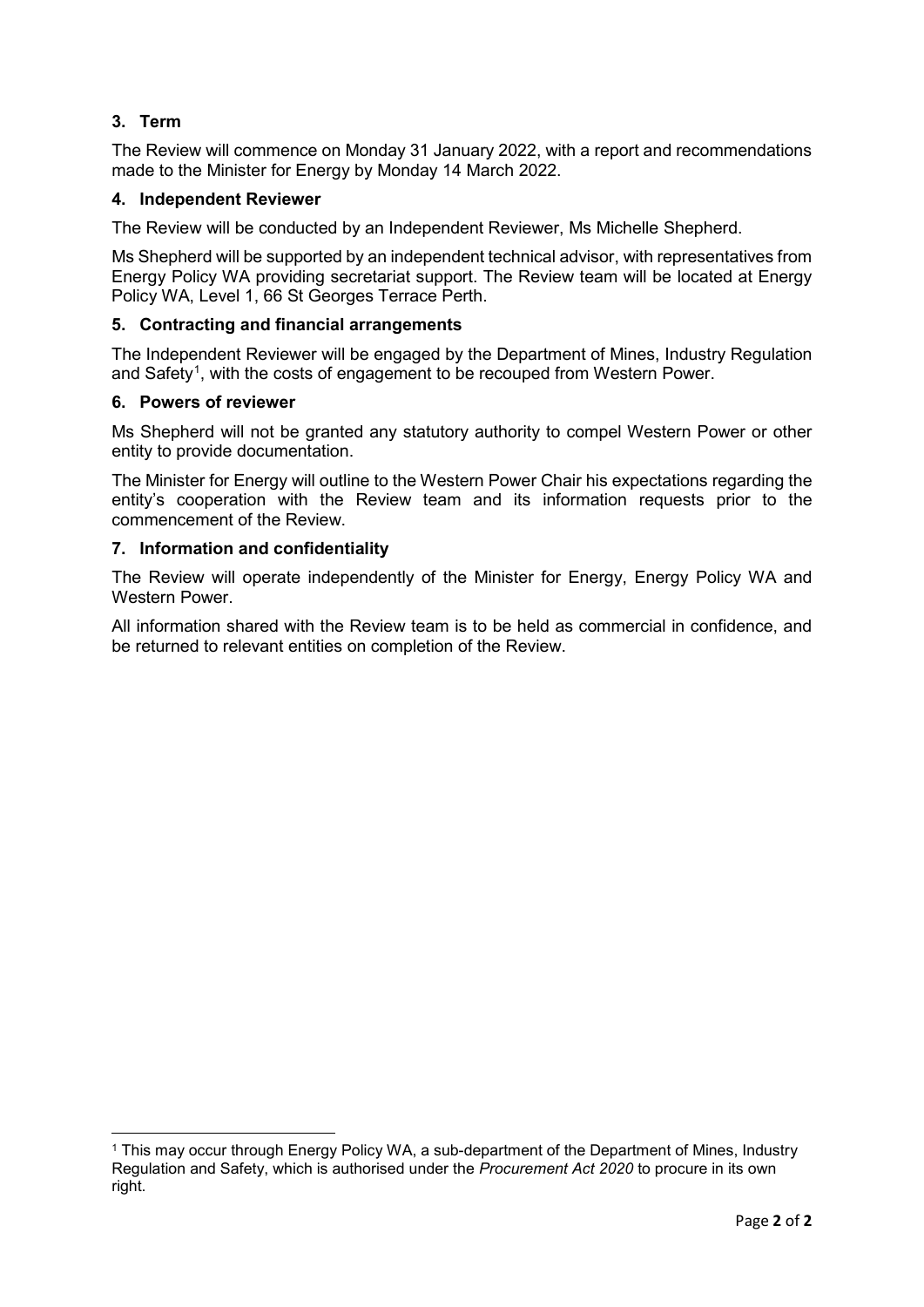## 3. Term

The Review will commence on Monday 31 January 2022, with a report and recommendations made to the Minister for Energy by Monday 14 March 2022.

## 4. Independent Reviewer

The Review will be conducted by an Independent Reviewer, Ms Michelle Shepherd.

Ms Shepherd will be supported by an independent technical advisor, with representatives from Energy Policy WA providing secretariat support. The Review team will be located at Energy Policy WA, Level 1, 66 St Georges Terrace Perth.

## 5. Contracting and financial arrangements

The Independent Reviewer will be engaged by the Department of Mines, Industry Regulation and Safety[1], with the costs of engagement to be recouped from Western Power.

## 6. Powers of reviewer

Ms Shepherd will not be granted any statutory authority to compel Western Power or other entity to provide documentation.

The Minister for Energy will outline to the Western Power Chair his expectations regarding the entity's cooperation with the Review team and its information requests prior to the commencement of the Review.

## 7. Information and confidentiality

The Review will operate independently of the Minister for Energy, Energy Policy WA and Western Power.

All information shared with the Review team is to be held as commercial in confidence, and be returned to relevant entities on completion of the Review.

---

[1] This may occur through Energy Policy WA, a sub-department of the Department of Mines, Industry Regulation and Safety, which is authorised under the *Procurement Act 2020* to procure in its own right.